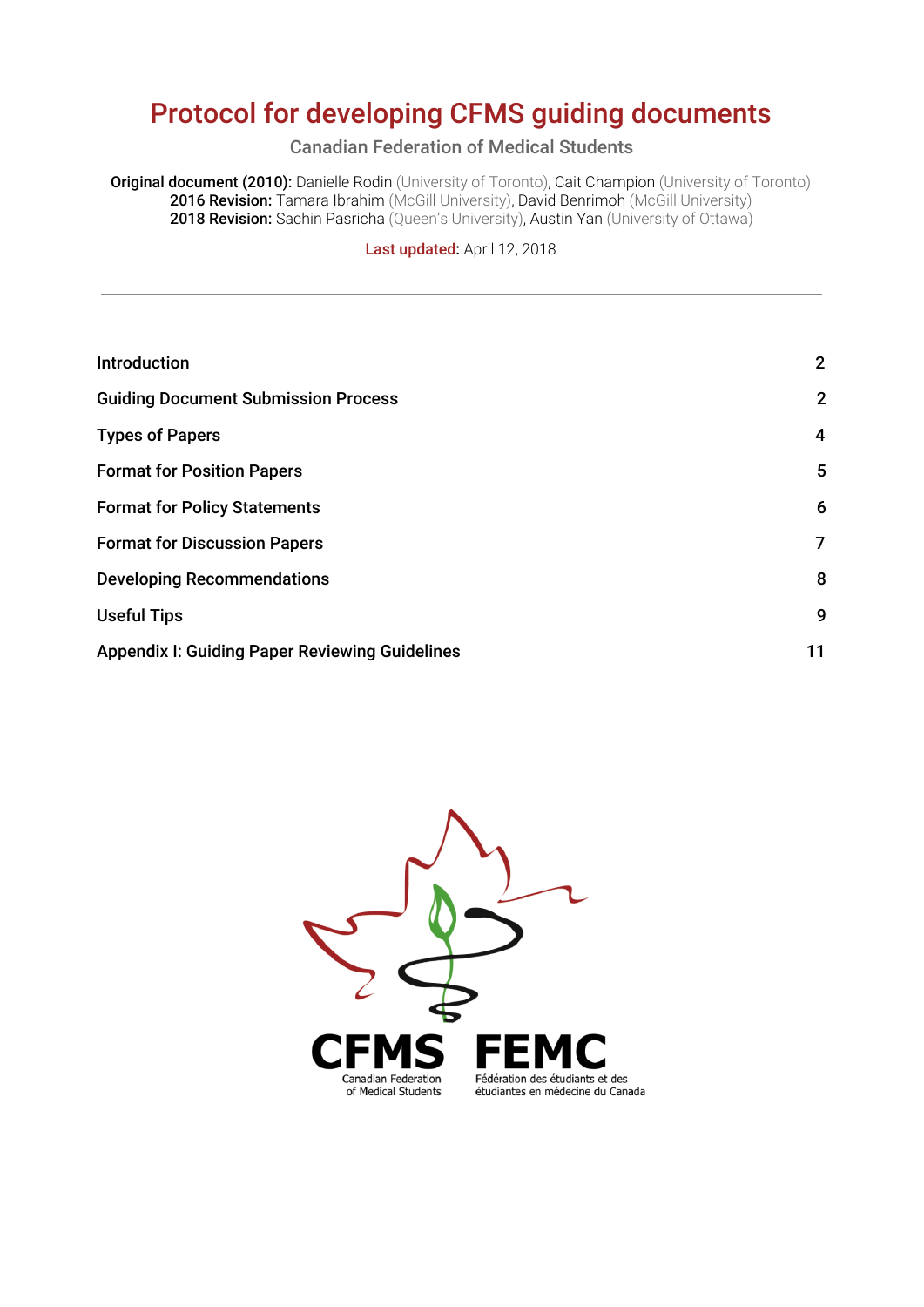# Protocol for developing CFMS guiding documents

Canadian Federation of Medical Students

**Original document (2010):** Danielle Rodin (University of Toronto), Cait Champion (University of Toronto)
**2016 Revision:** Tamara Ibrahim (McGill University), David Benrimoh (McGill University)
**2018 Revision:** Sachin Pasricha (Queen's University), Austin Yan (University of Ottawa)

**Last updated:** April 12, 2018

---

| | |
|---|---|
| **Introduction** | 2 |
| **Guiding Document Submission Process** | 2 |
| **Types of Papers** | 4 |
| **Format for Position Papers** | 5 |
| **Format for Policy Statements** | 6 |
| **Format for Discussion Papers** | 7 |
| **Developing Recommendations** | 8 |
| **Useful Tips** | 9 |
| **Appendix I: Guiding Paper Reviewing Guidelines** | 11 |

**CFMS** Canadian Federation of Medical Students **FEMC** Fédération des étudiants et des étudiantes en médecine du Canada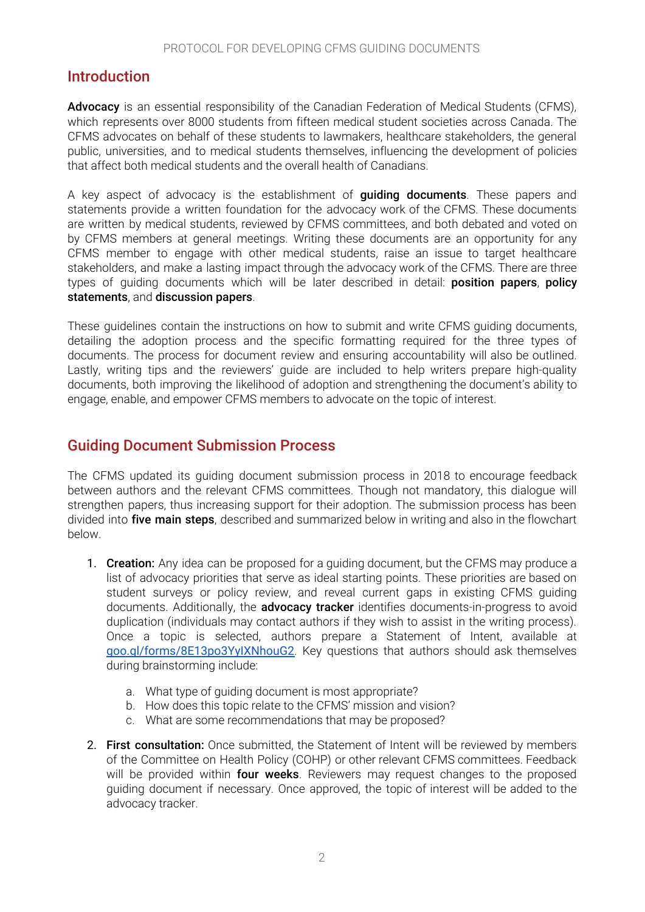## Introduction

**Advocacy** is an essential responsibility of the Canadian Federation of Medical Students (CFMS), which represents over 8000 students from fifteen medical student societies across Canada. The CFMS advocates on behalf of these students to lawmakers, healthcare stakeholders, the general public, universities, and to medical students themselves, influencing the development of policies that affect both medical students and the overall health of Canadians.

A key aspect of advocacy is the establishment of **guiding documents**. These papers and statements provide a written foundation for the advocacy work of the CFMS. These documents are written by medical students, reviewed by CFMS committees, and both debated and voted on by CFMS members at general meetings. Writing these documents are an opportunity for any CFMS member to engage with other medical students, raise an issue to target healthcare stakeholders, and make a lasting impact through the advocacy work of the CFMS. There are three types of guiding documents which will be later described in detail: **position papers**, **policy statements**, and **discussion papers**.

These guidelines contain the instructions on how to submit and write CFMS guiding documents, detailing the adoption process and the specific formatting required for the three types of documents. The process for document review and ensuring accountability will also be outlined. Lastly, writing tips and the reviewers' guide are included to help writers prepare high-quality documents, both improving the likelihood of adoption and strengthening the document's ability to engage, enable, and empower CFMS members to advocate on the topic of interest.

## Guiding Document Submission Process

The CFMS updated its guiding document submission process in 2018 to encourage feedback between authors and the relevant CFMS committees. Though not mandatory, this dialogue will strengthen papers, thus increasing support for their adoption. The submission process has been divided into **five main steps**, described and summarized below in writing and also in the flowchart below.

1. **Creation:** Any idea can be proposed for a guiding document, but the CFMS may produce a list of advocacy priorities that serve as ideal starting points. These priorities are based on student surveys or policy review, and reveal current gaps in existing CFMS guiding documents. Additionally, the **advocacy tracker** identifies documents-in-progress to avoid duplication (individuals may contact authors if they wish to assist in the writing process). Once a topic is selected, authors prepare a Statement of Intent, available at goo.gl/forms/8E13po3YyIXNhouG2. Key questions that authors should ask themselves during brainstorming include:
    a. What type of guiding document is most appropriate?
    b. How does this topic relate to the CFMS' mission and vision?
    c. What are some recommendations that may be proposed?

2. **First consultation:** Once submitted, the Statement of Intent will be reviewed by members of the Committee on Health Policy (COHP) or other relevant CFMS committees. Feedback will be provided within **four weeks**. Reviewers may request changes to the proposed guiding document if necessary. Once approved, the topic of interest will be added to the advocacy tracker.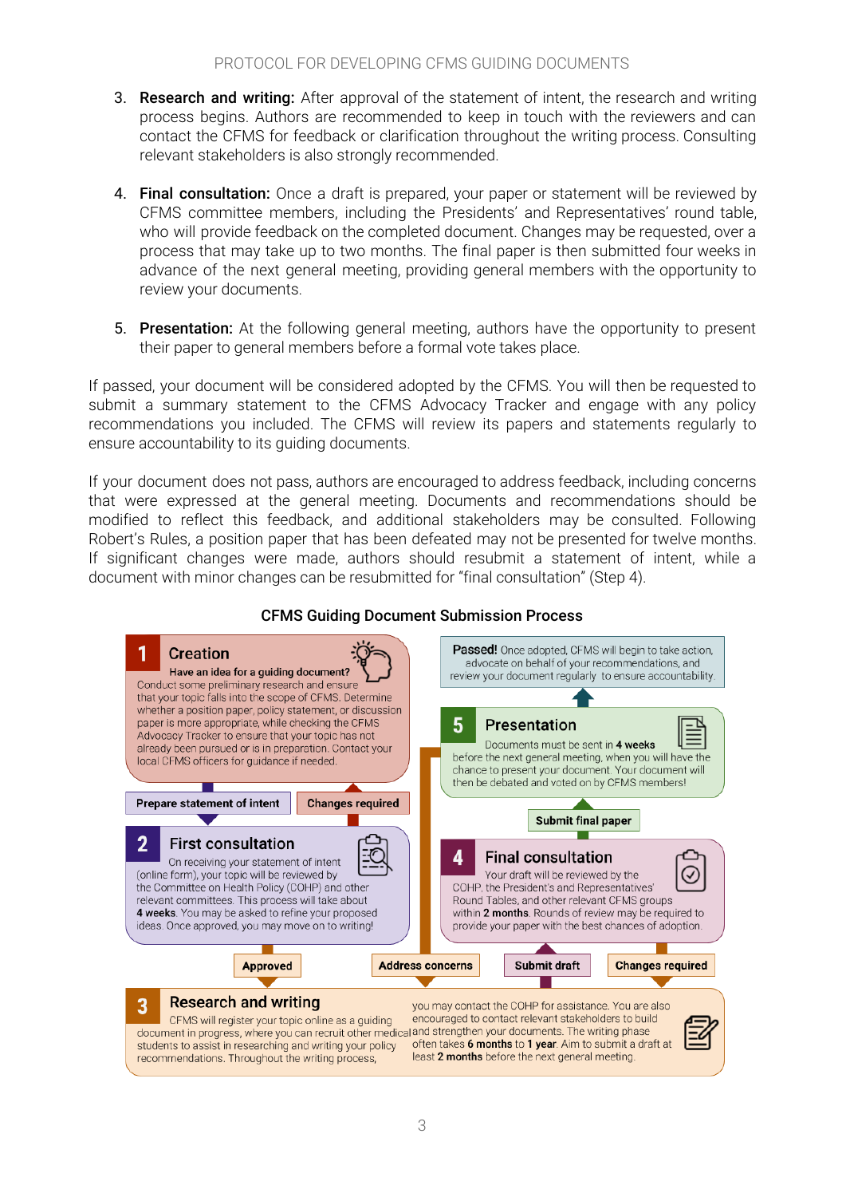3. **Research and writing:** After approval of the statement of intent, the research and writing process begins. Authors are recommended to keep in touch with the reviewers and can contact the CFMS for feedback or clarification throughout the writing process. Consulting relevant stakeholders is also strongly recommended.

4. **Final consultation:** Once a draft is prepared, your paper or statement will be reviewed by CFMS committee members, including the Presidents' and Representatives' round table, who will provide feedback on the completed document. Changes may be requested, over a process that may take up to two months. The final paper is then submitted four weeks in advance of the next general meeting, providing general members with the opportunity to review your documents.

5. **Presentation:** At the following general meeting, authors have the opportunity to present their paper to general members before a formal vote takes place.

If passed, your document will be considered adopted by the CFMS. You will then be requested to submit a summary statement to the CFMS Advocacy Tracker and engage with any policy recommendations you included. The CFMS will review its papers and statements regularly to ensure accountability to its guiding documents.

If your document does not pass, authors are encouraged to address feedback, including concerns that were expressed at the general meeting. Documents and recommendations should be modified to reflect this feedback, and additional stakeholders may be consulted. Following Robert's Rules, a position paper that has been defeated may not be presented for twelve months. If significant changes were made, authors should resubmit a statement of intent, while a document with minor changes can be resubmitted for "final consultation" (Step 4).

**CFMS Guiding Document Submission Process**

**1 Creation**
**Have an idea for a guiding document?**
Conduct some preliminary research and ensure that your topic falls into the scope of CFMS. Determine whether a position paper, policy statement, or discussion paper is more appropriate, while checking the CFMS Advocacy Tracker to ensure that your topic has not already been pursued or is in preparation. Contact your local CFMS officers for guidance if needed.

**Prepare statement of intent** | **Changes required**

**2 First consultation**
On receiving your statement of intent (online form), your topic will be reviewed by the Committee on Health Policy (COHP) and other relevant committees. This process will take about **4 weeks**. You may be asked to refine your proposed ideas. Once approved, you may move on to writing!

**Approved**

**3 Research and writing**
CFMS will register your topic online as a guiding document in progress, where you can recruit other medical students to assist in researching and writing your policy recommendations. Throughout the writing process, you may contact the COHP for assistance. You are also encouraged to contact relevant stakeholders to build and strengthen your documents. The writing phase often takes **6 months** to **1 year**. Aim to submit a draft at least **2 months** before the next general meeting.

**Address concerns** | **Submit draft** | **Changes required**

**4 Final consultation**
Your draft will be reviewed by the COHP, the President's and Representatives' Round Tables, and other relevant CFMS groups within **2 months**. Rounds of review may be required to provide your paper with the best chances of adoption.

**Submit final paper**

**5 Presentation**
Documents must be sent in **4 weeks** before the next general meeting, when you will have the chance to present your document. Your document will then be debated and voted on by CFMS members!

**Passed!** Once adopted, CFMS will begin to take action, advocate on behalf of your recommendations, and review your document regularly to ensure accountability.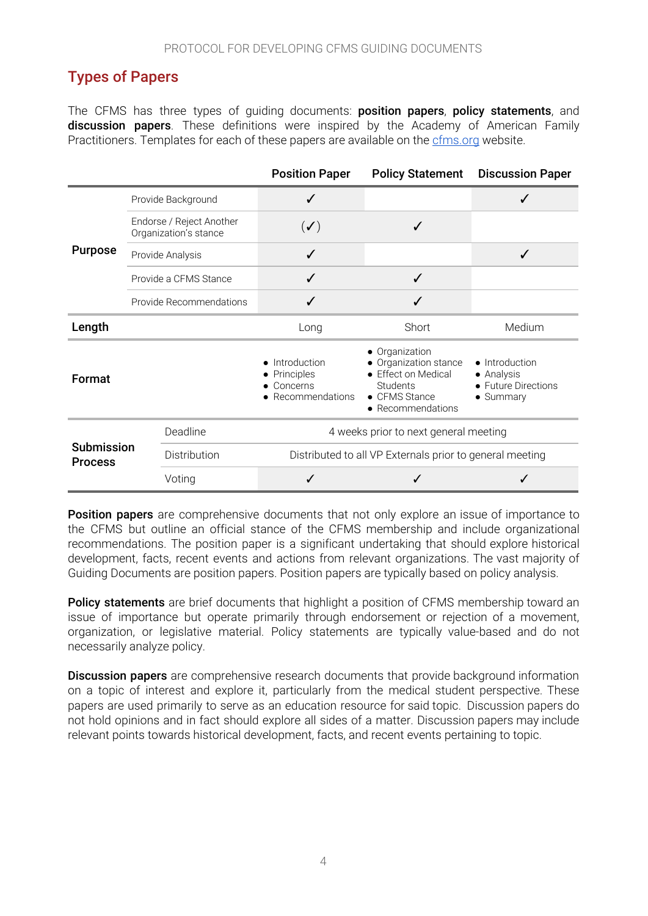## Types of Papers

The CFMS has three types of guiding documents: **position papers**, **policy statements**, and **discussion papers**. These definitions were inspired by the Academy of American Family Practitioners. Templates for each of these papers are available on the cfms.org website.

| | | Position Paper | Policy Statement | Discussion Paper |
|---|---|---|---|---|
| **Purpose** | Provide Background | ✓ | | ✓ |
| | Endorse / Reject Another Organization's stance | (✓) | ✓ | |
| | Provide Analysis | ✓ | | ✓ |
| | Provide a CFMS Stance | ✓ | ✓ | |
| | Provide Recommendations | ✓ | ✓ | |
| **Length** | | Long | Short | Medium |
| **Format** | | • Introduction<br>• Principles<br>• Concerns<br>• Recommendations | • Organization<br>• Organization stance<br>• Effect on Medical Students<br>• CFMS Stance<br>• Recommendations | • Introduction<br>• Analysis<br>• Future Directions<br>• Summary |
| **Submission Process** | Deadline | 4 weeks prior to next general meeting | | |
| | Distribution | Distributed to all VP Externals prior to general meeting | | |
| | Voting | ✓ | ✓ | ✓ |

**Position papers** are comprehensive documents that not only explore an issue of importance to the CFMS but outline an official stance of the CFMS membership and include organizational recommendations. The position paper is a significant undertaking that should explore historical development, facts, recent events and actions from relevant organizations. The vast majority of Guiding Documents are position papers. Position papers are typically based on policy analysis.

**Policy statements** are brief documents that highlight a position of CFMS membership toward an issue of importance but operate primarily through endorsement or rejection of a movement, organization, or legislative material. Policy statements are typically value-based and do not necessarily analyze policy.

**Discussion papers** are comprehensive research documents that provide background information on a topic of interest and explore it, particularly from the medical student perspective. These papers are used primarily to serve as an education resource for said topic. Discussion papers do not hold opinions and in fact should explore all sides of a matter. Discussion papers may include relevant points towards historical development, facts, and recent events pertaining to topic.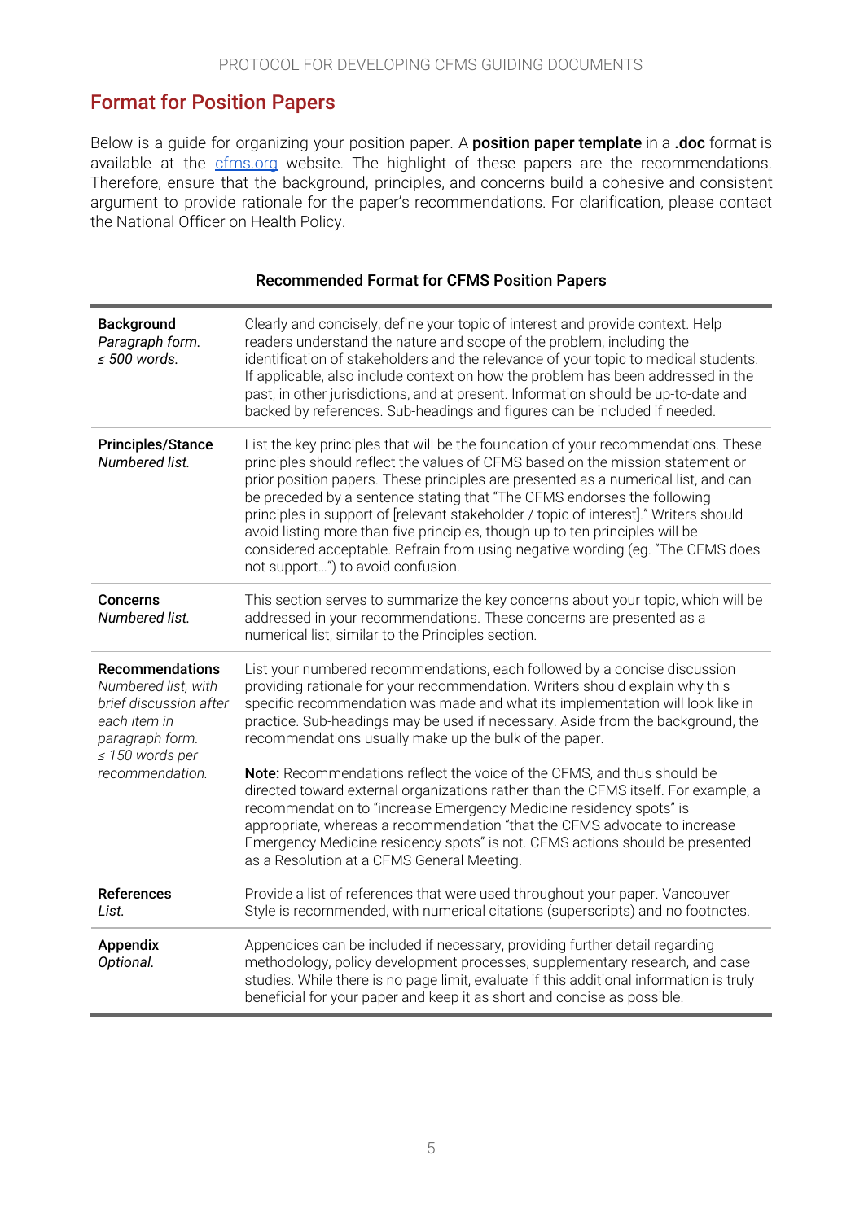## Format for Position Papers

Below is a guide for organizing your position paper. A **position paper template** in a **.doc** format is available at the [cfms.org](cfms.org) website. The highlight of these papers are the recommendations. Therefore, ensure that the background, principles, and concerns build a cohesive and consistent argument to provide rationale for the paper's recommendations. For clarification, please contact the National Officer on Health Policy.

**Recommended Format for CFMS Position Papers**

| Section | Description |
|---|---|
| **Background**<br>*Paragraph form.*<br>*≤ 500 words.* | Clearly and concisely, define your topic of interest and provide context. Help readers understand the nature and scope of the problem, including the identification of stakeholders and the relevance of your topic to medical students. If applicable, also include context on how the problem has been addressed in the past, in other jurisdictions, and at present. Information should be up-to-date and backed by references. Sub-headings and figures can be included if needed. |
| **Principles/Stance**<br>*Numbered list.* | List the key principles that will be the foundation of your recommendations. These principles should reflect the values of CFMS based on the mission statement or prior position papers. These principles are presented as a numerical list, and can be preceded by a sentence stating that "The CFMS endorses the following principles in support of [relevant stakeholder / topic of interest]." Writers should avoid listing more than five principles, though up to ten principles will be considered acceptable. Refrain from using negative wording (eg. "The CFMS does not support…") to avoid confusion. |
| **Concerns**<br>*Numbered list.* | This section serves to summarize the key concerns about your topic, which will be addressed in your recommendations. These concerns are presented as a numerical list, similar to the Principles section. |
| **Recommendations**<br>*Numbered list, with brief discussion after each item in paragraph form.*<br>*≤ 150 words per recommendation.* | List your numbered recommendations, each followed by a concise discussion providing rationale for your recommendation. Writers should explain why this specific recommendation was made and what its implementation will look like in practice. Sub-headings may be used if necessary. Aside from the background, the recommendations usually make up the bulk of the paper.<br><br>**Note:** Recommendations reflect the voice of the CFMS, and thus should be directed toward external organizations rather than the CFMS itself. For example, a recommendation to "increase Emergency Medicine residency spots" is appropriate, whereas a recommendation "that the CFMS advocate to increase Emergency Medicine residency spots" is not. CFMS actions should be presented as a Resolution at a CFMS General Meeting. |
| **References**<br>*List.* | Provide a list of references that were used throughout your paper. Vancouver Style is recommended, with numerical citations (superscripts) and no footnotes. |
| **Appendix**<br>*Optional.* | Appendices can be included if necessary, providing further detail regarding methodology, policy development processes, supplementary research, and case studies. While there is no page limit, evaluate if this additional information is truly beneficial for your paper and keep it as short and concise as possible. |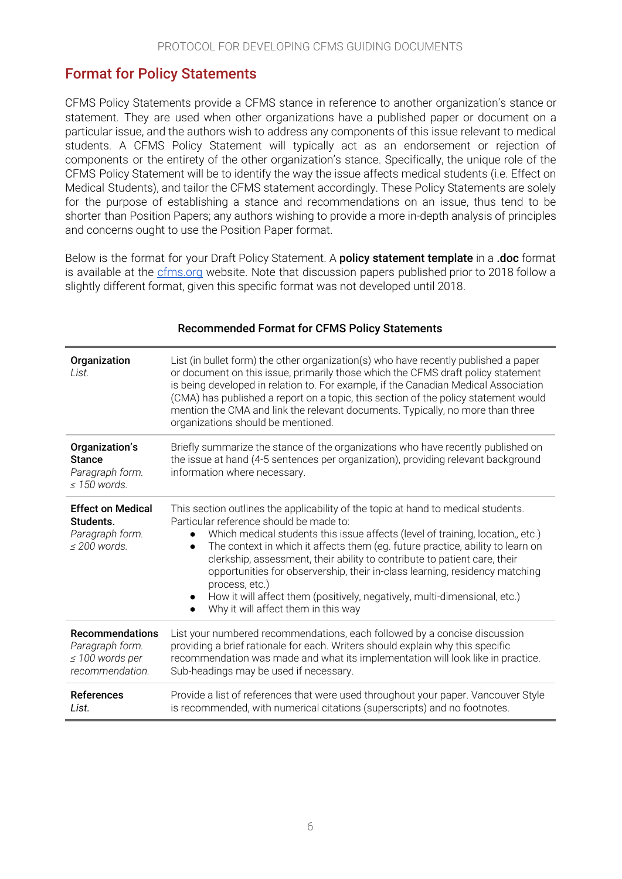## Format for Policy Statements

CFMS Policy Statements provide a CFMS stance in reference to another organization's stance or statement. They are used when other organizations have a published paper or document on a particular issue, and the authors wish to address any components of this issue relevant to medical students. A CFMS Policy Statement will typically act as an endorsement or rejection of components or the entirety of the other organization's stance. Specifically, the unique role of the CFMS Policy Statement will be to identify the way the issue affects medical students (i.e. Effect on Medical Students), and tailor the CFMS statement accordingly. These Policy Statements are solely for the purpose of establishing a stance and recommendations on an issue, thus tend to be shorter than Position Papers; any authors wishing to provide a more in-depth analysis of principles and concerns ought to use the Position Paper format.

Below is the format for your Draft Policy Statement. A **policy statement template** in a **.doc** format is available at the cfms.org website. Note that discussion papers published prior to 2018 follow a slightly different format, given this specific format was not developed until 2018.

**Recommended Format for CFMS Policy Statements**

| | |
|---|---|
| **Organization** *List.* | List (in bullet form) the other organization(s) who have recently published a paper or document on this issue, primarily those which the CFMS draft policy statement is being developed in relation to. For example, if the Canadian Medical Association (CMA) has published a report on a topic, this section of the policy statement would mention the CMA and link the relevant documents. Typically, no more than three organizations should be mentioned. |
| **Organization's Stance** *Paragraph form. ≤ 150 words.* | Briefly summarize the stance of the organizations who have recently published on the issue at hand (4-5 sentences per organization), providing relevant background information where necessary. |
| **Effect on Medical Students.** *Paragraph form. ≤ 200 words.* | This section outlines the applicability of the topic at hand to medical students. Particular reference should be made to: <br>● Which medical students this issue affects (level of training, location,, etc.) <br>● The context in which it affects them (eg. future practice, ability to learn on clerkship, assessment, their ability to contribute to patient care, their opportunities for observership, their in-class learning, residency matching process, etc.) <br>● How it will affect them (positively, negatively, multi-dimensional, etc.) <br>● Why it will affect them in this way |
| **Recommendations** *Paragraph form. ≤ 100 words per recommendation.* | List your numbered recommendations, each followed by a concise discussion providing a brief rationale for each. Writers should explain why this specific recommendation was made and what its implementation will look like in practice. Sub-headings may be used if necessary. |
| **References** *List.* | Provide a list of references that were used throughout your paper. Vancouver Style is recommended, with numerical citations (superscripts) and no footnotes. |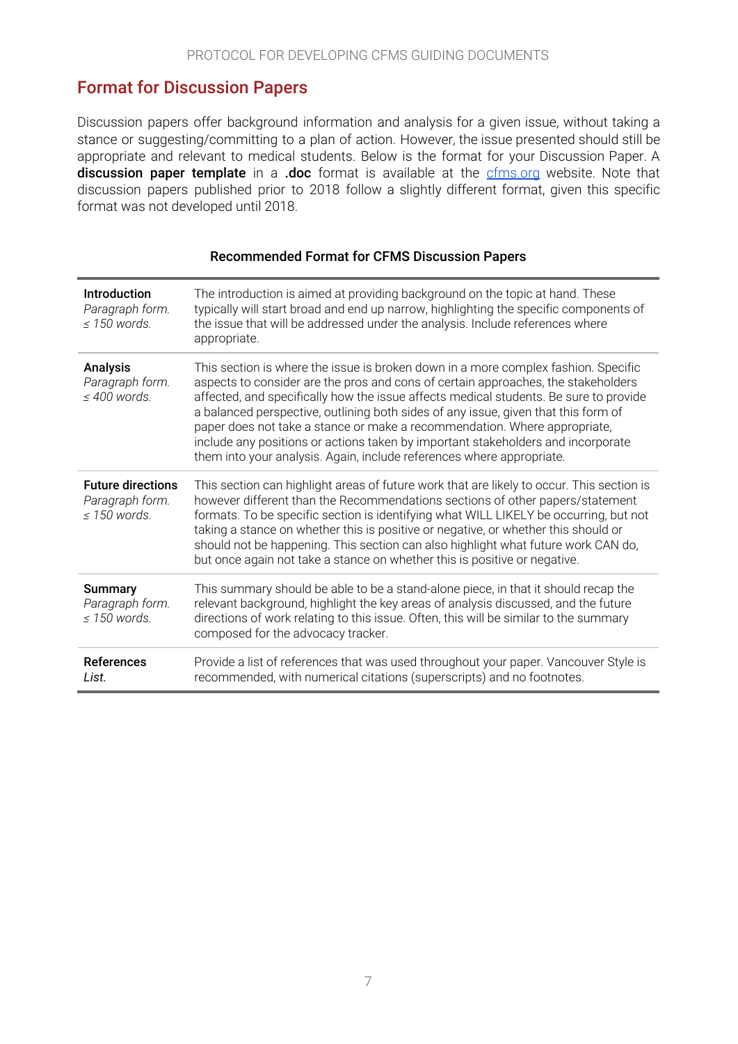## Format for Discussion Papers

Discussion papers offer background information and analysis for a given issue, without taking a stance or suggesting/committing to a plan of action. However, the issue presented should still be appropriate and relevant to medical students. Below is the format for your Discussion Paper. A **discussion paper template** in a **.doc** format is available at the [cfms.org](cfms.org) website. Note that discussion papers published prior to 2018 follow a slightly different format, given this specific format was not developed until 2018.

**Recommended Format for CFMS Discussion Papers**

| Section | Description |
|---|---|
| **Introduction**<br>*Paragraph form.*<br>*≤ 150 words.* | The introduction is aimed at providing background on the topic at hand. These typically will start broad and end up narrow, highlighting the specific components of the issue that will be addressed under the analysis. Include references where appropriate. |
| **Analysis**<br>*Paragraph form.*<br>*≤ 400 words.* | This section is where the issue is broken down in a more complex fashion. Specific aspects to consider are the pros and cons of certain approaches, the stakeholders affected, and specifically how the issue affects medical students. Be sure to provide a balanced perspective, outlining both sides of any issue, given that this form of paper does not take a stance or make a recommendation. Where appropriate, include any positions or actions taken by important stakeholders and incorporate them into your analysis. Again, include references where appropriate. |
| **Future directions**<br>*Paragraph form.*<br>*≤ 150 words.* | This section can highlight areas of future work that are likely to occur. This section is however different than the Recommendations sections of other papers/statement formats. To be specific section is identifying what WILL LIKELY be occurring, but not taking a stance on whether this is positive or negative, or whether this should or should not be happening. This section can also highlight what future work CAN do, but once again not take a stance on whether this is positive or negative. |
| **Summary**<br>*Paragraph form.*<br>*≤ 150 words.* | This summary should be able to be a stand-alone piece, in that it should recap the relevant background, highlight the key areas of analysis discussed, and the future directions of work relating to this issue. Often, this will be similar to the summary composed for the advocacy tracker. |
| **References**<br>*List.* | Provide a list of references that was used throughout your paper. Vancouver Style is recommended, with numerical citations (superscripts) and no footnotes. |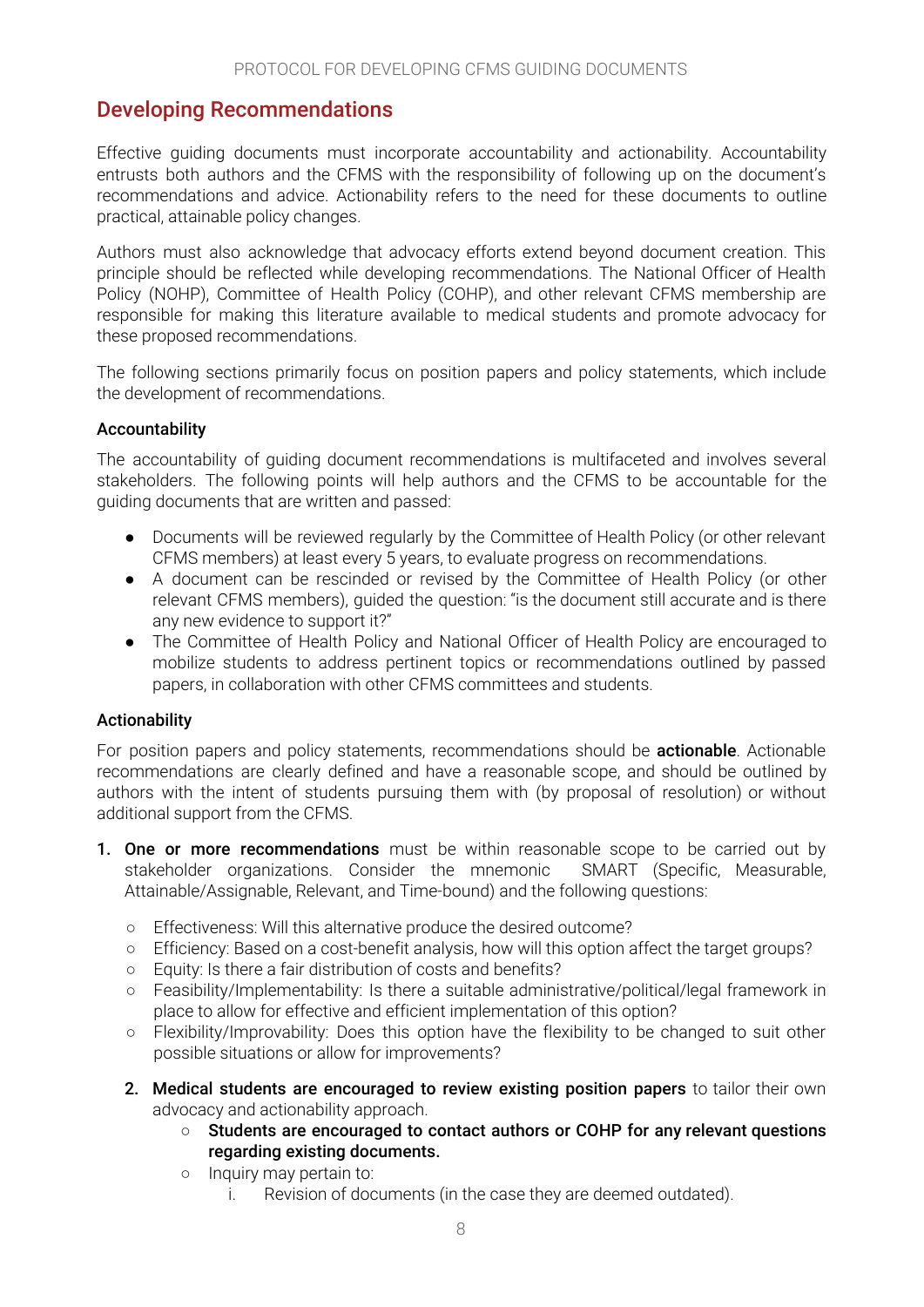## Developing Recommendations

Effective guiding documents must incorporate accountability and actionability. Accountability entrusts both authors and the CFMS with the responsibility of following up on the document's recommendations and advice. Actionability refers to the need for these documents to outline practical, attainable policy changes.

Authors must also acknowledge that advocacy efforts extend beyond document creation. This principle should be reflected while developing recommendations. The National Officer of Health Policy (NOHP), Committee of Health Policy (COHP), and other relevant CFMS membership are responsible for making this literature available to medical students and promote advocacy for these proposed recommendations.

The following sections primarily focus on position papers and policy statements, which include the development of recommendations.

### Accountability

The accountability of guiding document recommendations is multifaceted and involves several stakeholders. The following points will help authors and the CFMS to be accountable for the guiding documents that are written and passed:

- Documents will be reviewed regularly by the Committee of Health Policy (or other relevant CFMS members) at least every 5 years, to evaluate progress on recommendations.
- A document can be rescinded or revised by the Committee of Health Policy (or other relevant CFMS members), guided the question: "is the document still accurate and is there any new evidence to support it?"
- The Committee of Health Policy and National Officer of Health Policy are encouraged to mobilize students to address pertinent topics or recommendations outlined by passed papers, in collaboration with other CFMS committees and students.

### Actionability

For position papers and policy statements, recommendations should be **actionable**. Actionable recommendations are clearly defined and have a reasonable scope, and should be outlined by authors with the intent of students pursuing them with (by proposal of resolution) or without additional support from the CFMS.

1. **One or more recommendations** must be within reasonable scope to be carried out by stakeholder organizations. Consider the mnemonic SMART (Specific, Measurable, Attainable/Assignable, Relevant, and Time-bound) and the following questions:
    - Effectiveness: Will this alternative produce the desired outcome?
    - Efficiency: Based on a cost-benefit analysis, how will this option affect the target groups?
    - Equity: Is there a fair distribution of costs and benefits?
    - Feasibility/Implementability: Is there a suitable administrative/political/legal framework in place to allow for effective and efficient implementation of this option?
    - Flexibility/Improvability: Does this option have the flexibility to be changed to suit other possible situations or allow for improvements?
2. **Medical students are encouraged to review existing position papers** to tailor their own advocacy and actionability approach.
    - **Students are encouraged to contact authors or COHP for any relevant questions regarding existing documents.**
    - Inquiry may pertain to:
        i. Revision of documents (in the case they are deemed outdated).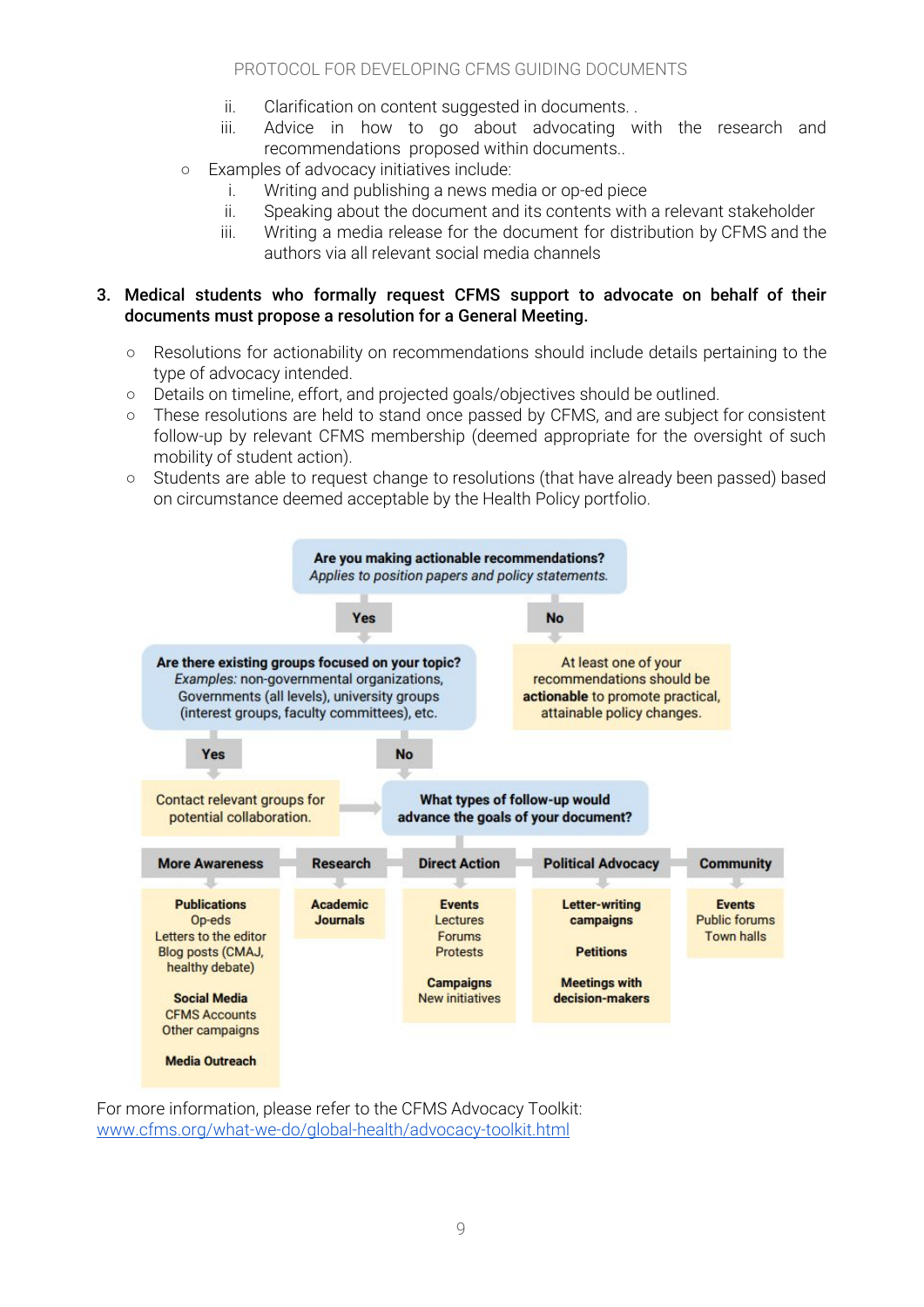- ii. Clarification on content suggested in documents. .
   - iii. Advice in how to go about advocating with the research and recommendations proposed within documents..
- Examples of advocacy initiatives include:
   - i. Writing and publishing a news media or op-ed piece
   - ii. Speaking about the document and its contents with a relevant stakeholder
   - iii. Writing a media release for the document for distribution by CFMS and the authors via all relevant social media channels

**3. Medical students who formally request CFMS support to advocate on behalf of their documents must propose a resolution for a General Meeting.**

- Resolutions for actionability on recommendations should include details pertaining to the type of advocacy intended.
- Details on timeline, effort, and projected goals/objectives should be outlined.
- These resolutions are held to stand once passed by CFMS, and are subject for consistent follow-up by relevant CFMS membership (deemed appropriate for the oversight of such mobility of student action).
- Students are able to request change to resolutions (that have already been passed) based on circumstance deemed acceptable by the Health Policy portfolio.

**Are you making actionable recommendations?**
*Applies to position papers and policy statements.*

- **Yes** → **Are there existing groups focused on your topic?** *Examples:* non-governmental organizations, Governments (all levels), university groups (interest groups, faculty committees), etc.
   - **Yes** → Contact relevant groups for potential collaboration. → **What types of follow-up would advance the goals of your document?**
   - **No** → **What types of follow-up would advance the goals of your document?**
- **No** → At least one of your recommendations should be **actionable** to promote practical, attainable policy changes.

**What types of follow-up would advance the goals of your document?**

| More Awareness | Research | Direct Action | Political Advocacy | Community |
|---|---|---|---|---|
| **Publications** Op-eds, Letters to the editor, Blog posts (CMAJ, healthy debate); **Social Media** CFMS Accounts, Other campaigns; **Media Outreach** | **Academic Journals** | **Events** Lectures, Forums, Protests; **Campaigns** New initiatives | **Letter-writing campaigns**; **Petitions**; **Meetings with decision-makers** | **Events** Public forums, Town halls |

For more information, please refer to the CFMS Advocacy Toolkit:
www.cfms.org/what-we-do/global-health/advocacy-toolkit.html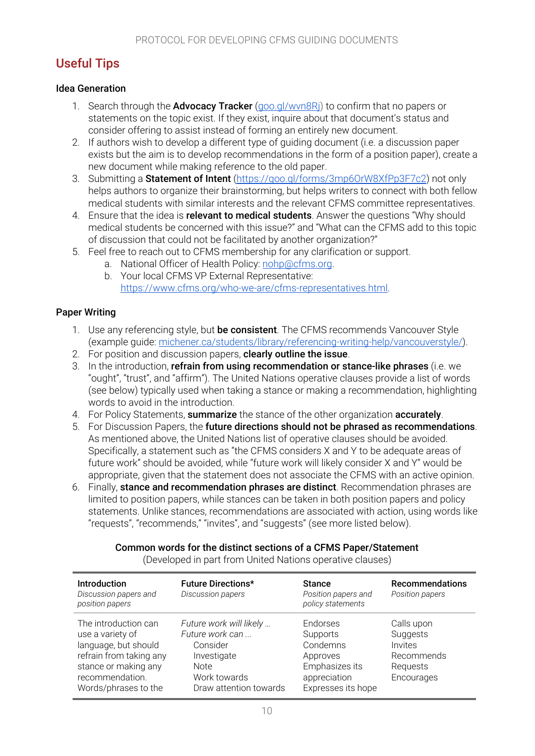## Useful Tips

### Idea Generation

1. Search through the **Advocacy Tracker** (goo.gl/wvn8Rj) to confirm that no papers or statements on the topic exist. If they exist, inquire about that document's status and consider offering to assist instead of forming an entirely new document.
2. If authors wish to develop a different type of guiding document (i.e. a discussion paper exists but the aim is to develop recommendations in the form of a position paper), create a new document while making reference to the old paper.
3. Submitting a **Statement of Intent** (https://goo.gl/forms/3mp6OrW8XfPp3F7c2) not only helps authors to organize their brainstorming, but helps writers to connect with both fellow medical students with similar interests and the relevant CFMS committee representatives.
4. Ensure that the idea is **relevant to medical students**. Answer the questions "Why should medical students be concerned with this issue?" and "What can the CFMS add to this topic of discussion that could not be facilitated by another organization?"
5. Feel free to reach out to CFMS membership for any clarification or support.
   a. National Officer of Health Policy: nohp@cfms.org.
   b. Your local CFMS VP External Representative: https://www.cfms.org/who-we-are/cfms-representatives.html.

### Paper Writing

1. Use any referencing style, but **be consistent**. The CFMS recommends Vancouver Style (example guide: michener.ca/students/library/referencing-writing-help/vancouverstyle/).
2. For position and discussion papers, **clearly outline the issue**.
3. In the introduction, **refrain from using recommendation or stance-like phrases** (i.e. we "ought", "trust", and "affirm"). The United Nations operative clauses provide a list of words (see below) typically used when taking a stance or making a recommendation, highlighting words to avoid in the introduction.
4. For Policy Statements, **summarize** the stance of the other organization **accurately**.
5. For Discussion Papers, the **future directions should not be phrased as recommendations**. As mentioned above, the United Nations list of operative clauses should be avoided. Specifically, a statement such as "the CFMS considers X and Y to be adequate areas of future work" should be avoided, while "future work will likely consider X and Y" would be appropriate, given that the statement does not associate the CFMS with an active opinion.
6. Finally, **stance and recommendation phrases are distinct**. Recommendation phrases are limited to position papers, while stances can be taken in both position papers and policy statements. Unlike stances, recommendations are associated with action, using words like "requests", "recommends," "invites", and "suggests" (see more listed below).

**Common words for the distinct sections of a CFMS Paper/Statement**
(Developed in part from United Nations operative clauses)

| **Introduction** *Discussion papers and position papers* | **Future Directions*** *Discussion papers* | **Stance** *Position papers and policy statements* | **Recommendations** *Position papers* |
|---|---|---|---|
| The introduction can use a variety of language, but should refrain from taking any stance or making any recommendation. Words/phrases to the | *Future work will likely ...* *Future work can ...* Consider Investigate Note Work towards Draw attention towards | Endorses Supports Condemns Approves Emphasizes its appreciation Expresses its hope | Calls upon Suggests Invites Recommends Requests Encourages |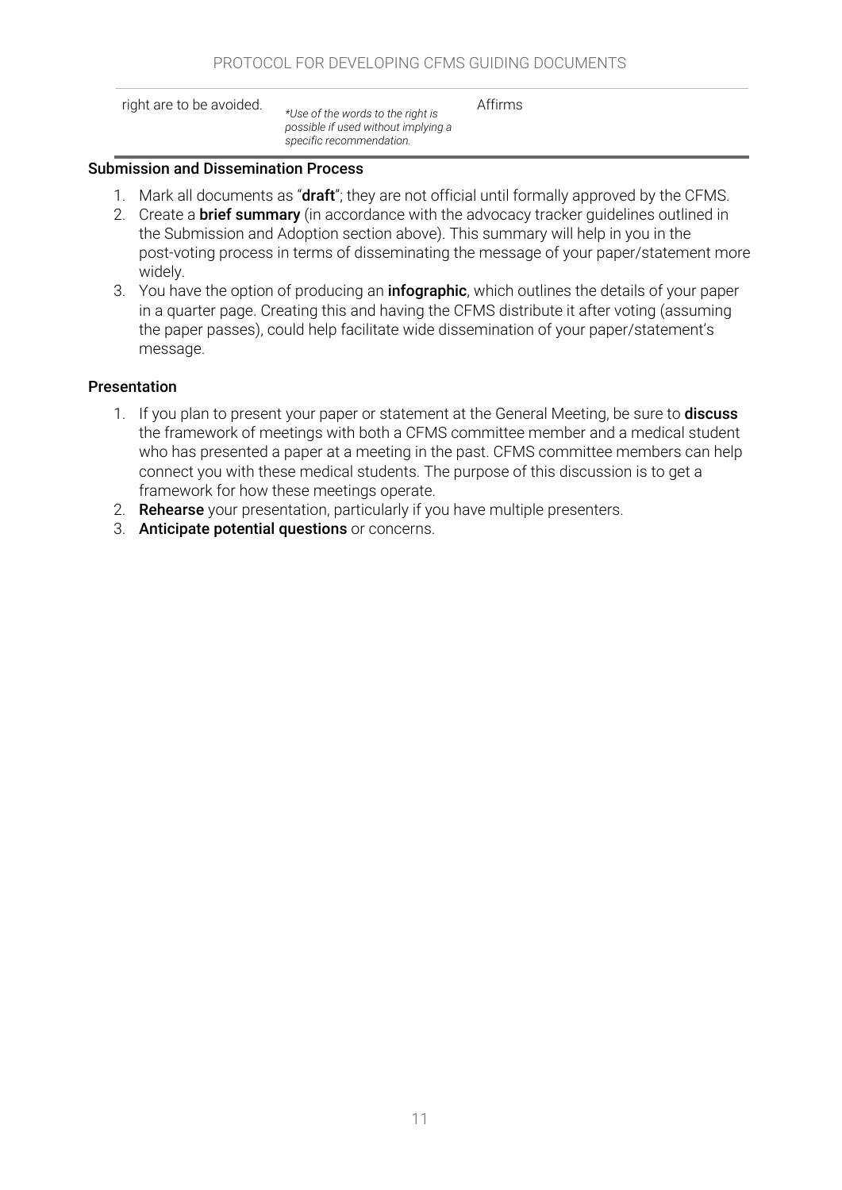| right are to be avoided. | *\*Use of the words to the right is possible if used without implying a specific recommendation.* | Affirms |
|---|---|---|

**Submission and Dissemination Process**

1. Mark all documents as "**draft**"; they are not official until formally approved by the CFMS.
2. Create a **brief summary** (in accordance with the advocacy tracker guidelines outlined in the Submission and Adoption section above). This summary will help in you in the post-voting process in terms of disseminating the message of your paper/statement more widely.
3. You have the option of producing an **infographic**, which outlines the details of your paper in a quarter page. Creating this and having the CFMS distribute it after voting (assuming the paper passes), could help facilitate wide dissemination of your paper/statement's message.

**Presentation**

1. If you plan to present your paper or statement at the General Meeting, be sure to **discuss** the framework of meetings with both a CFMS committee member and a medical student who has presented a paper at a meeting in the past. CFMS committee members can help connect you with these medical students. The purpose of this discussion is to get a framework for how these meetings operate.
2. **Rehearse** your presentation, particularly if you have multiple presenters.
3. **Anticipate potential questions** or concerns.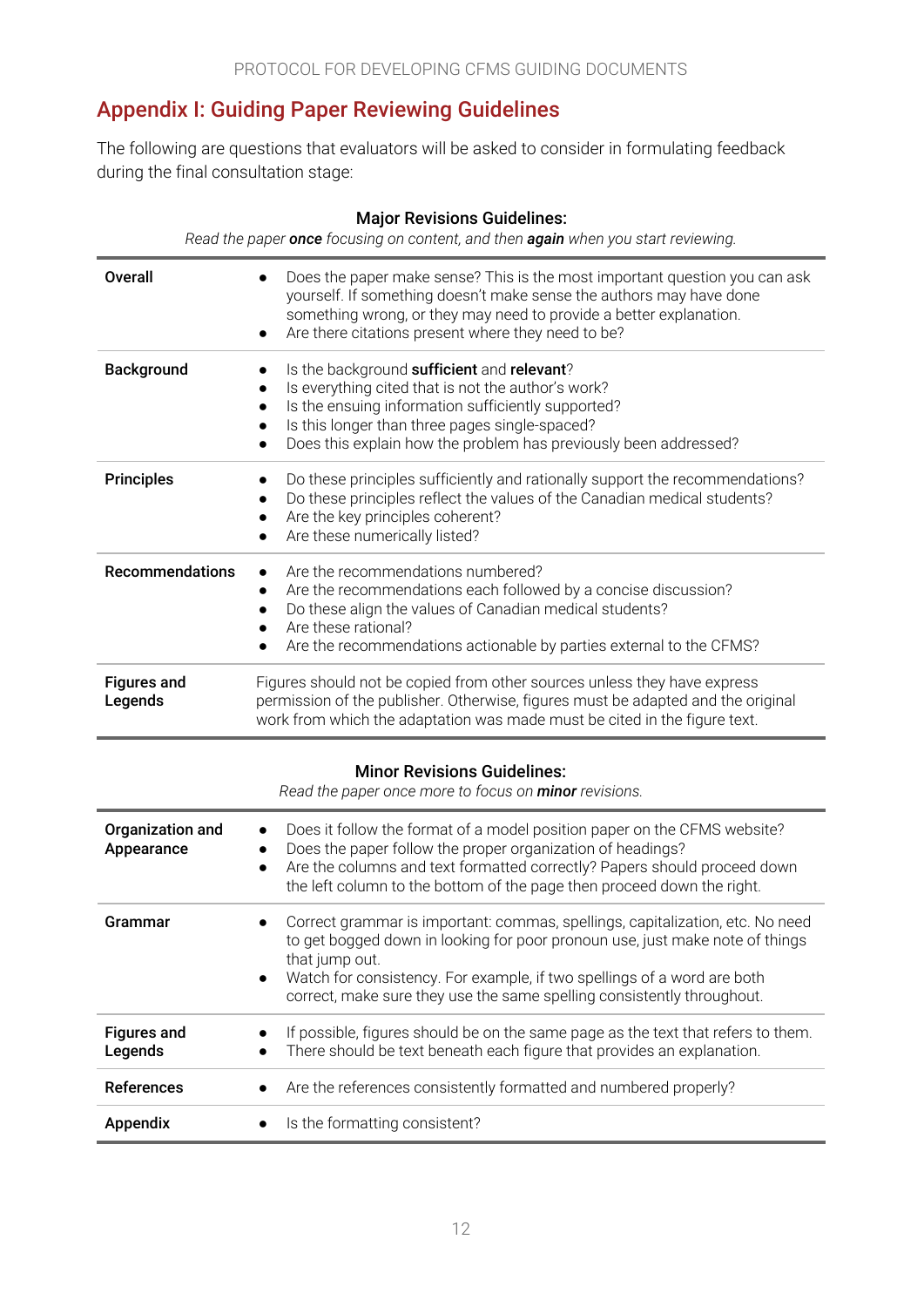## Appendix I: Guiding Paper Reviewing Guidelines

The following are questions that evaluators will be asked to consider in formulating feedback during the final consultation stage:

**Major Revisions Guidelines:**

*Read the paper **once** focusing on content, and then **again** when you start reviewing.*

| | |
|---|---|
| **Overall** | • Does the paper make sense? This is the most important question you can ask yourself. If something doesn't make sense the authors may have done something wrong, or they may need to provide a better explanation.<br>• Are there citations present where they need to be? |
| **Background** | • Is the background **sufficient** and **relevant**?<br>• Is everything cited that is not the author's work?<br>• Is the ensuing information sufficiently supported?<br>• Is this longer than three pages single-spaced?<br>• Does this explain how the problem has previously been addressed? |
| **Principles** | • Do these principles sufficiently and rationally support the recommendations?<br>• Do these principles reflect the values of the Canadian medical students?<br>• Are the key principles coherent?<br>• Are these numerically listed? |
| **Recommendations** | • Are the recommendations numbered?<br>• Are the recommendations each followed by a concise discussion?<br>• Do these align the values of Canadian medical students?<br>• Are these rational?<br>• Are the recommendations actionable by parties external to the CFMS? |
| **Figures and Legends** | Figures should not be copied from other sources unless they have express permission of the publisher. Otherwise, figures must be adapted and the original work from which the adaptation was made must be cited in the figure text. |

**Minor Revisions Guidelines:**

*Read the paper once more to focus on **minor** revisions.*

| | |
|---|---|
| **Organization and Appearance** | • Does it follow the format of a model position paper on the CFMS website?<br>• Does the paper follow the proper organization of headings?<br>• Are the columns and text formatted correctly? Papers should proceed down the left column to the bottom of the page then proceed down the right. |
| **Grammar** | • Correct grammar is important: commas, spellings, capitalization, etc. No need to get bogged down in looking for poor pronoun use, just make note of things that jump out.<br>• Watch for consistency. For example, if two spellings of a word are both correct, make sure they use the same spelling consistently throughout. |
| **Figures and Legends** | • If possible, figures should be on the same page as the text that refers to them.<br>• There should be text beneath each figure that provides an explanation. |
| **References** | • Are the references consistently formatted and numbered properly? |
| **Appendix** | • Is the formatting consistent? |